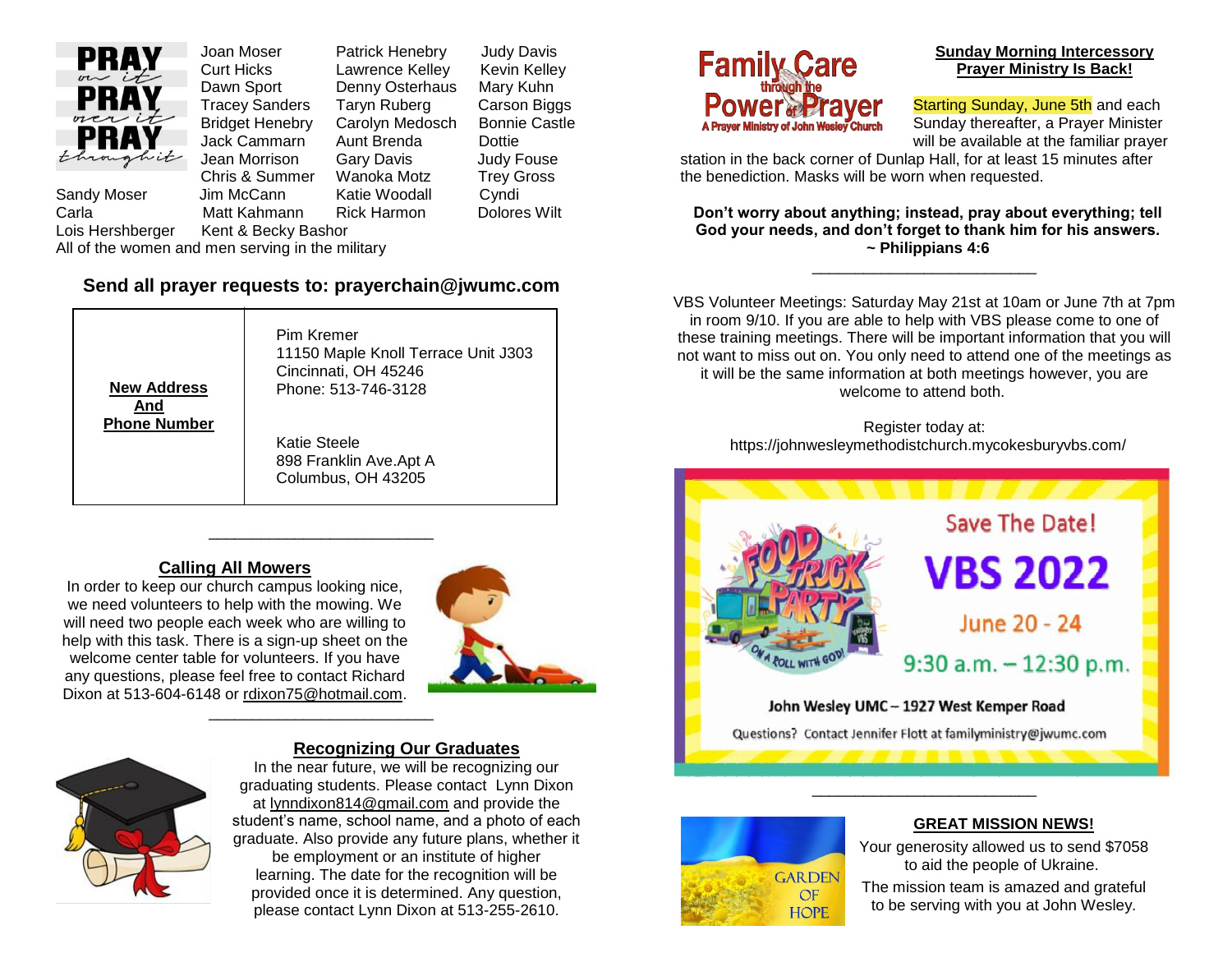PRAY on it PRAY over it PRAY through it

Joan Moser
Curt Hicks
Dawn Sport
Tracey Sanders
Bridget Henebry
Jack Cammarn
Jean Morrison
Chris & Summer
Sandy Moser
Carla
Lois Hershberger
Jim McCann
Matt Kahmann
Kent & Becky Bashor
Patrick Henebry
Lawrence Kelley
Denny Osterhaus
Taryn Ruberg
Carolyn Medosch
Aunt Brenda
Gary Davis
Wanoka Motz
Katie Woodall
Rick Harmon
Judy Davis
Kevin Kelley
Mary Kuhn
Carson Biggs
Bonnie Castle
Dottie
Judy Fouse
Trey Gross
Cyndi
Dolores Wilt

All of the women and men serving in the military

## Send all prayer requests to: prayerchain@jwumc.com

| **New Address And Phone Number** | Pim Kremer<br>11150 Maple Knoll Terrace Unit J303<br>Cincinnati, OH 45246<br>Phone: 513-746-3128<br><br>Katie Steele<br>898 Franklin Ave.Apt A<br>Columbus, OH 43205 |
|---|---|

---

### Calling All Mowers

In order to keep our church campus looking nice, we need volunteers to help with the mowing. We will need two people each week who are willing to help with this task. There is a sign-up sheet on the welcome center table for volunteers. If you have any questions, please feel free to contact Richard Dixon at 513-604-6148 or rdixon75@hotmail.com.

---

### Recognizing Our Graduates

In the near future, we will be recognizing our graduating students. Please contact Lynn Dixon at lynndixon814@gmail.com and provide the student's name, school name, and a photo of each graduate. Also provide any future plans, whether it be employment or an institute of higher learning. The date for the recognition will be provided once it is determined. Any question, please contact Lynn Dixon at 513-255-2610.

Family Care through the Power of Prayer
A Prayer Ministry of John Wesley Church

### Sunday Morning Intercessory Prayer Ministry Is Back!

Starting Sunday, June 5th and each Sunday thereafter, a Prayer Minister will be available at the familiar prayer station in the back corner of Dunlap Hall, for at least 15 minutes after the benediction. Masks will be worn when requested.

**Don't worry about anything; instead, pray about everything; tell God your needs, and don't forget to thank him for his answers. ~ Philippians 4:6**

---

VBS Volunteer Meetings: Saturday May 21st at 10am or June 7th at 7pm in room 9/10. If you are able to help with VBS please come to one of these training meetings. There will be important information that you will not want to miss out on. You only need to attend one of the meetings as it will be the same information at both meetings however, you are welcome to attend both.

Register today at:
https://johnwesleymethodistchurch.mycokesburyvbs.com/

Food Truck Party — On a Roll with God!

Save The Date!

**VBS 2022**

June 20 - 24

9:30 a.m. – 12:30 p.m.

John Wesley UMC – 1927 West Kemper Road

Questions? Contact Jennifer Flott at familyministry@jwumc.com

---

GARDEN OF HOPE

### GREAT MISSION NEWS!

Your generosity allowed us to send $7058 to aid the people of Ukraine.

The mission team is amazed and grateful to be serving with you at John Wesley.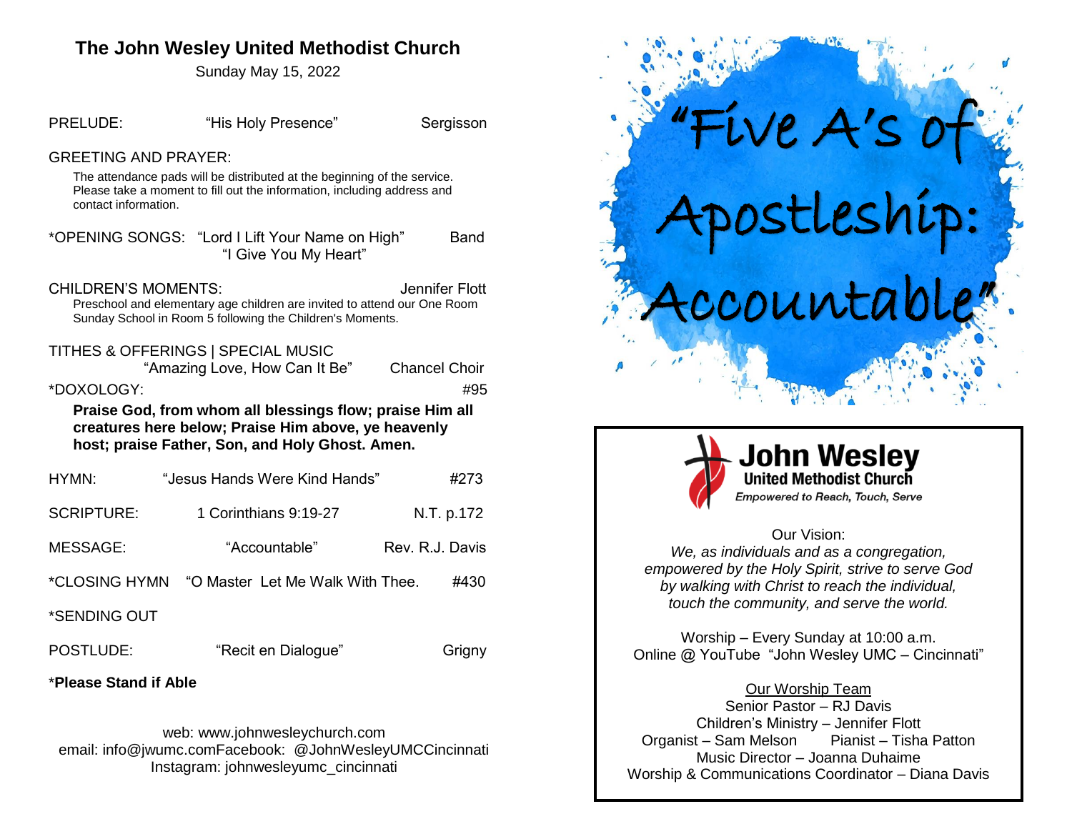# The John Wesley United Methodist Church

Sunday May 15, 2022

PRELUDE: "His Holy Presence" Sergisson

GREETING AND PRAYER:

The attendance pads will be distributed at the beginning of the service. Please take a moment to fill out the information, including address and contact information.

*OPENING SONGS: "Lord I Lift Your Name on High" Band
"I Give You My Heart"

CHILDREN'S MOMENTS: Jennifer Flott

Preschool and elementary age children are invited to attend our One Room Sunday School in Room 5 following the Children's Moments.

TITHES & OFFERINGS | SPECIAL MUSIC
"Amazing Love, How Can It Be" Chancel Choir

*DOXOLOGY: #95

**Praise God, from whom all blessings flow; praise Him all creatures here below; Praise Him above, ye heavenly host; praise Father, Son, and Holy Ghost. Amen.**

HYMN: "Jesus Hands Were Kind Hands" #273

SCRIPTURE: 1 Corinthians 9:19-27 N.T. p.172

MESSAGE: "Accountable" Rev. R.J. Davis

*CLOSING HYMN "O Master Let Me Walk With Thee. #430

*SENDING OUT

POSTLUDE: "Recit en Dialogue" Grigny

***Please Stand if Able**

web: www.johnwesleychurch.com
email: info@jwumc.comFacebook: @JohnWesleyUMCCincinnati
Instagram: johnwesleyumc_cincinnati

## "Five A's of Apostleship: Accountable"

**John Wesley**
**United Methodist Church**
*Empowered to Reach, Touch, Serve*

Our Vision:
*We, as individuals and as a congregation, empowered by the Holy Spirit, strive to serve God by walking with Christ to reach the individual, touch the community, and serve the world.*

Worship – Every Sunday at 10:00 a.m.
Online @ YouTube "John Wesley UMC – Cincinnati"

Our Worship Team
Senior Pastor – RJ Davis
Children's Ministry – Jennifer Flott
Organist – Sam Melson Pianist – Tisha Patton
Music Director – Joanna Duhaime
Worship & Communications Coordinator – Diana Davis